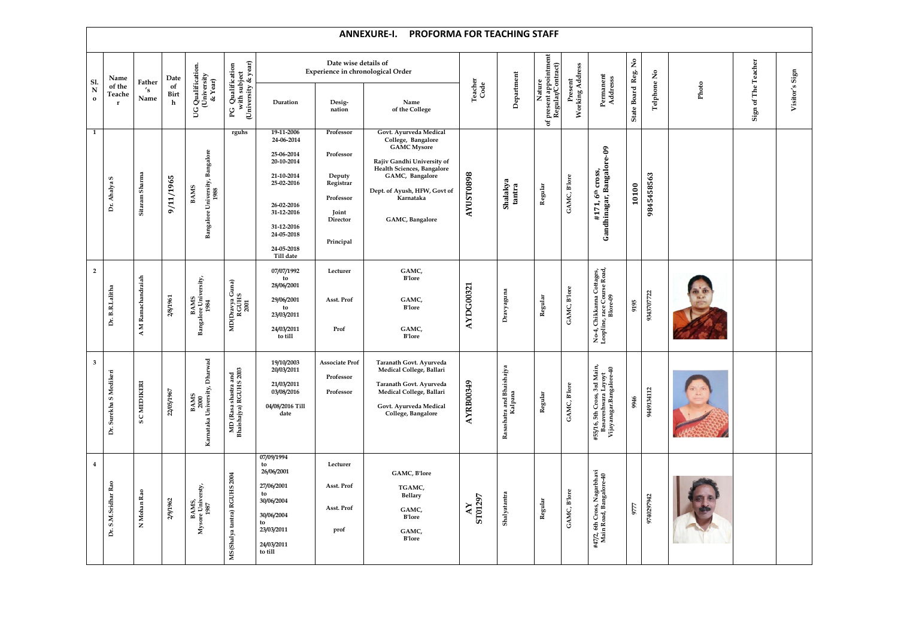# ANNEXURE-I. PROFORMA FOR TEACHING STAFF

| Sl. No | Name of the Teacher | Father's Name | Date of Birth | UG Qualification. (University & Year) | PG Qualification with subject (University & year) | Date wise details of Experience in chronological Order | | | Teacher Code | Department | Nature of present appointment Regular/Contract) | Present Working Address | Permanent Address | State Board Reg. No | Telphone No | Photo | Sign of The Teacher | Visitor's Sign |
|---|---|---|---|---|---|---|---|---|---|---|---|---|---|---|---|---|---|---|
| | | | | | | Duration | Desig-nation | Name of the College | | | | | | | | | | |
| 1 | Dr. Ahalya S | Sitaram Sharma | 9/11/1965 | BAMS Bangalore University, Bangalore 1988 | rguhs | 19-11-2006 24-06-2014<br>25-06-2014 20-10-2014<br>21-10-2014 25-02-2016<br>26-02-2016 31-12-2016<br>31-12-2016 24-05-2018<br>24-05-2018 Till date | Professor<br>Professor<br>Deputy Registrar<br>Professor<br>Joint Director<br>Principal | Govt. Ayurveda Medical College, Bangalore<br>GAMC Mysore<br>Rajiv Gandhi University of Health Sciences, Bangalore<br>GAMC, Bangalore<br>Dept. of Ayush, HFW, Govt of Karnataka<br>GAMC, Bangalore | AYUST0898 | Shalakya tantra | Regular | GAMC, B'lore | #171, 6th cross, Gandhinagar, Bangalore-09 | 10100 | 9845458563 | | | |
| 2 | Dr. B.R.Lalitha | A M Ramachandraiah | 2/8/1961 | BAMS Bangalore University, 1984 | MD(Dravya Guna) RGUHS 2001 | 07/07/1992 to 28/06/2001<br>29/06/2001 to 23/03/2011<br>24/03/2011 to till | Lecturer<br>Asst. Prof<br>Prof | GAMC, B'lore<br>GAMC, B'lore<br>GAMC, B'lore | AYDG00321 | Dravyaguna | Regular | GAMC, B'lore | No-4, Chikkanna Cottages, Loopline, race Course Road, Blore-09 | 9195 | 9343707722 | | | |
| 3 | Dr. Surekha S Medikeri | S C MEDIKERI | 22/05/1967 | BAMS 2000 Karnataka University, Dharwad | MD (Rasa shastra and Bhaishajya) RGUHS 2003 | 19/10/2003 20/03/2011<br>21/03/2011 03/08/2016<br>04/08/2016 Till date | Associate Prof<br>Professor<br>Professor | Taranath Govt. Ayurveda Medical College, Ballari<br>Taranath Govt. Ayurveda Medical College, Ballari<br>Govt. Ayurveda Medical College, Bangalore | AYRB00349 | Rasashatra and Bhaishajya Kalpana | Regular | GAMC, B'lore | #55/16, 5th Cross, 3rd Main, Basaveshwara Layout Vijayanagar.Bangalore-40 | 9946 | 9449134112 | | | |
| 4 | Dr. S.M.Sridhar Rao | N Mohan Rao | 2/9/1962 | BAMS, Mysore University, 1987 | MS(Shalya tantra) RGUHS 2004 | 07/09/1994 to 26/06/2001<br>27/06/2001 to 30/06/2004<br>30/06/2004 to 23/03/2011<br>24/03/2011 to till | Lecturer<br>Asst. Prof<br>Asst. Prof<br>prof | GAMC, B'lore<br>TGAMC, Bellary<br>GAMC, B'lore<br>GAMC, B'lore | AY ST01297 | Shalyatantra | Regular | GAMC, B'lore | #47/2, 6th Cross, Nagarbhavi Main Road, Bangalore-40 | 9777 | 9740297942 | | | |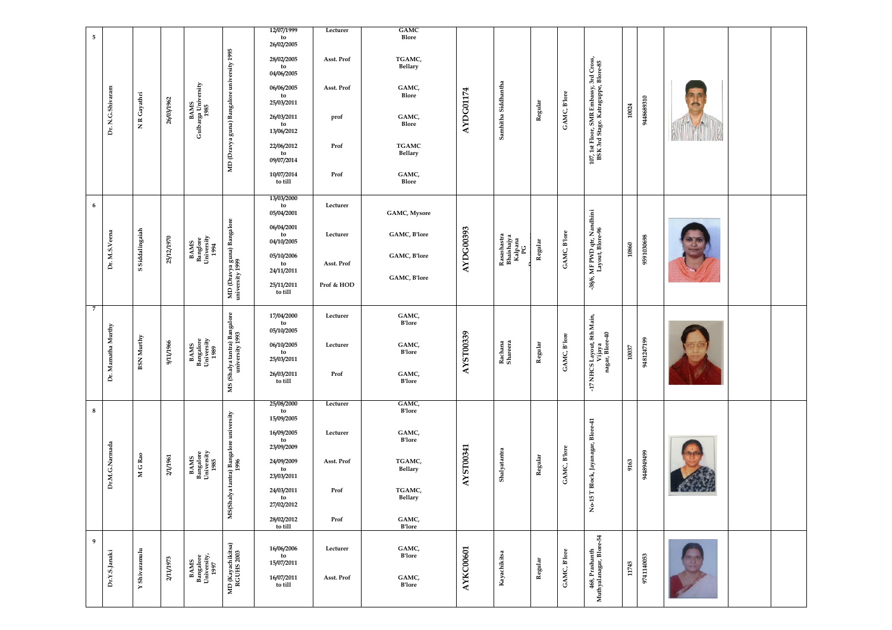| 5 | Dr. N.G.Shivaram | N R Gayathri | 26/03/1962 | BAMS Gulbarga University 1985 | MD (Dravya guna) Bangalore university 1995 | 12/07/1999 to 26/02/2005<br>28/02/2005 to 04/06/2005<br>06/06/2005 to 25/03/2011<br>26/03/2011 to 13/06/2012<br>22/06/2012 to 09/07/2014<br>10/07/2014 to till | Lecturer<br>Asst. Prof<br>Asst. Prof<br>prof<br>Prof<br>Prof | GAMC Blore<br>TGAMC, Bellary<br>GAMC, Blore<br>GAMC, Blore<br>TGAMC Bellary<br>GAMC, Blore | AYDG01174 | Samhitha Siddhantha | Regular | GAMC, B'lore | 107, 1st Floor, SMR Embassy, 3rd Cross, BSK 3rd Stage. Katraguppe, Blore-85 | 10024 | 9448689310 | | | |
|---|---|---|---|---|---|---|---|---|---|---|---|---|---|---|---|---|---|---|
| 6 | Dr. M.S.Veena | S Siddalingaiah | 25/12/1970 | BAMS Bangalore University 1994 | MD (Dravya guna) Bangalore university 1999 | 13/03/2000 to 05/04/2001<br>06/04/2001 to 04/10/2005<br>05/10/2006 to 24/11/2011<br>25/11/2011 to till | Lecturer<br>Lecturer<br>Asst. Prof<br>Prof & HOD | GAMC, Mysore<br>GAMC, B'lore<br>GAMC, B'lore<br>GAMC, B'lore | AYDG00393 | Rasashastra Bhaishajya Kalpana PG | Regular | GAMC, B'lore | -38/6, MF PWD qtr, Nandhini Layout, Blore-96 | 10860 | 9591030698 | | | |
| 7 | Dr. Mamatha Murthy | BSN Murthy | 9/11/1966 | BAMS Bangalore University 1989 | MS (Shalya tantra) Bangalore university 1993 | 17/04/2000 to 05/10/2005<br>06/10/2005 to 25/03/2011<br>26/03/2011 to till | Lecturer<br>Lecturer<br>Prof | GAMC, B'lore<br>GAMC, B'lore<br>GAMC, B'lore | AYST00339 | Rachana Shareera | Regular | GAMC, B'lore | -17 NHCS Layout, 8th Main, Vijaya nagar, Blore-40 | 10037 | 9481247199 | | | |
| 8 | Dr.M.G.Narmada | M G Rao | 2/1/1961 | BAMS Bangalore University 1985 | MS(Shalya tantra) Bangalore university 1996 | 25/08/2000 to 15/09/2005<br>16/09/2005 to 23/09/2009<br>24/09/2009 to 23/03/2011<br>24/03/2011 to 27/02/2012<br>28/02/2012 to till | Lecturer<br>Lecturer<br>Asst. Prof<br>Prof<br>Prof | GAMC, B'lore<br>GAMC, B'lore<br>TGAMC, Bellary<br>TGAMC, Bellary<br>GAMC, B'lore | AYST00341 | Shalyatantra | Regular | GAMC, B'lore | No-15 T Block, Jayanagar, Blore-41 | 9163 | 9448949499 | | | |
| 9 | Dr.Y.S.Janaki | Y Shivaramulu | 2/11/1973 | BAMS Bangalore University, 1997 | MD (Kayachikitsa) RGUHS 2003 | 16/06/2006 to 15/07/2011<br>16/07/2011 to till | Lecturer<br>Asst. Prof | GAMC, B'lore<br>GAMC, B'lore | AYKC00601 | Kayachikitsa | Regular | GAMC, B'lore | 468, Prashanth Muthyalanagar, Blore-54 | 11745 | 9741140053 | | | |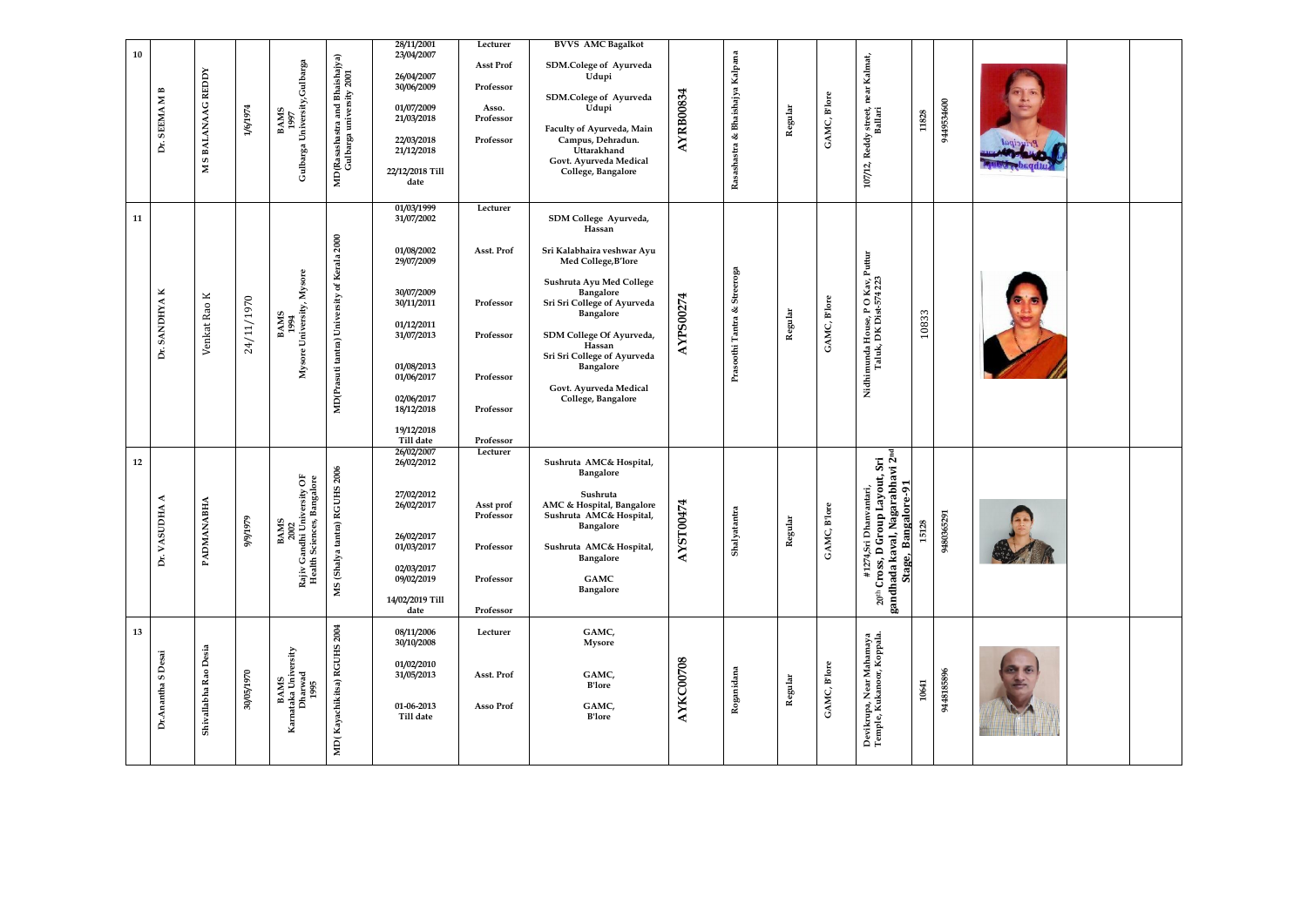| 10 | Dr. SEEMA M B | M S BALANAAG REDDY | 1/6/1974 | BAMS 1997 Gulbarga University,Gulbarga | MD(Rasashastra and Bhaishajya) Gulbarga university 2001 | 28/11/2001 23/04/2007<br>26/04/2007 30/06/2009<br>01/07/2009 21/03/2018<br>22/03/2018 21/12/2018<br>22/12/2018 Till date | Lecturer<br>Asst Prof<br>Professor<br>Asso. Professor<br>Professor | BVVS AMC Bagalkot<br>SDM.Colege of Ayurveda Udupi<br>SDM.College of Ayurveda Udupi<br>Faculty of Ayurveda, Main Campus, Dehradun. Uttarakhand<br>Govt. Ayurveda Medical College, Bangalore | AYRB00834 | Rasashastra & Bhaishajya Kalpana | Regular | GAMC, B'lore | 107/12, Reddy street, near Kalmat, Ballari | 11828 | 9449534600 | | |
|---|---|---|---|---|---|---|---|---|---|---|---|---|---|---|---|---|---|
| 11 | Dr. SANDHYA K | Venkat Rao K | 24/11/1970 | BAMS 1994 Mysore University, Mysore | MD(Prasuti tantra) University of Kerala 2000 | 01/03/1999 31/07/2002<br>01/08/2002 29/07/2009<br>30/07/2009 30/11/2011<br>01/12/2011 31/07/2013<br>01/08/2013 01/06/2017<br>02/06/2017 18/12/2018<br>19/12/2018 Till date | Lecturer<br>Asst. Prof<br>Professor<br>Professor<br>Professor<br>Professor<br>Professor | SDM College Ayurveda, Hassan<br>Sri Kalabhaira veshwar Ayu Med College,B'lore<br>Sushruta Ayu Med College Bangalore<br>Sri Sri College of Ayurveda Bangalore<br>SDM College Of Ayurveda, Hassan<br>Sri Sri College of Ayurveda Bangalore<br>Govt. Ayurveda Medical College, Bangalore | AYPS00274 | Prasoothi Tantra & Streeroga | Regular | GAMC, B'lore | Nidhimunda House, P O Kav, Puttur Taluk, DK Dist-574 223 | 10833 | | | |
| 12 | Dr. VASUDHA A | PADMANABHA | 9/9/1979 | BAMS 2002 Rajiv Gandhi University OF Health Sciences, Bangalore | MS (Shalya tantra) RGUHS 2006 | 26/02/2007 26/02/2012<br>27/02/2012 26/02/2017<br>26/02/2017 01/03/2017<br>02/03/2017 09/02/2019<br>14/02/2019 Till date | Lecturer<br>Asst prof Professor<br>Professor<br>Professor<br>Professor | Sushruta AMC& Hospital, Bangalore<br>Sushruta AMC & Hospital, Bangalore Sushruta AMC& Hospital, Bangalore<br>Sushruta AMC& Hospital, Bangalore<br>GAMC Bangalore | AYST00474 | Shalyatantra | Regular | GAMC, B'lore | #1274,Sri Dhanvantari, 20th Cross, D Group Layout, Sri gandhada kaval, Nagarabhavi 2nd Stage, Bangalore-91 | 15128 | 9480365291 | | |
| 13 | Dr.Anantha S Desai | Shivallabha Rao Desia | 30/05/1970 | BAMS Karnataka University Dharwad 1995 | MD( Kayachikitsa) RGUHS 2004 | 08/11/2006 30/10/2008<br>01/02/2010 31/05/2013<br>01-06-2013 Till date | Lecturer<br>Asst. Prof<br>Asso Prof | GAMC, Mysore<br>GAMC, B'lore<br>GAMC, B'lore | AYKC00708 | Roganidana | Regular | GAMC, B'lore | Devikrupa, Near Mahamaya Temple, Kuksanoor, Koppala. | 10641 | 9448185896 | | |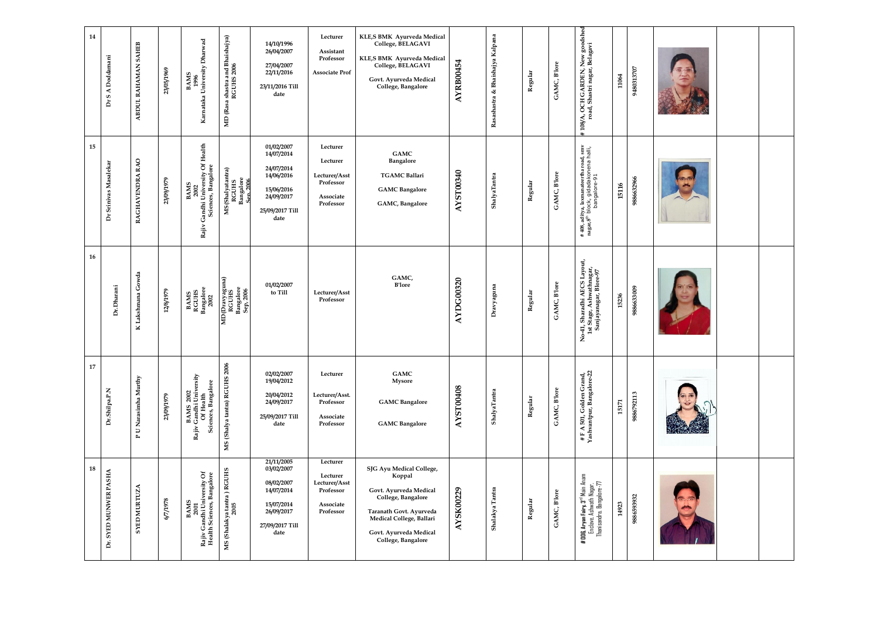| 14 | Dr S A Doddamani | ABDUL RAHAMAN SAHEB | 23/05/1969 | BAMS 1996 Karnataka University Dharwad | MD (Rasa shastra and Bhaishajya) RGUHS 2006 | 14/10/1996 26/04/2007 27/04/2007 22/11/2016 23/11/2016 Till date | Lecturer Assistant Professor Associate Prof | KLE,S BMK Ayurveda Medical College, BELAGAVI KLE,S BMK Ayurveda Medical College, BELAGAVI Govt. Ayurveda Medical College, Bangalore | AYRB00454 | Rasashastra & Bhaishajya Kalpana | Regular | GAMC, B'lore | # 108/A, OCH GARDEN, New goodshed road, Shastri nagar, Belagavi | 11064 | 9480313707 | | | |
|---|---|---|---|---|---|---|---|---|---|---|---|---|---|---|---|---|---|---|
| 15 | Dr Srinivas Masalekar | RAGHAVENDRA RAO | 23/09/1979 | BAMS 2002 Rajiv Gandhi University Of Health Sciences, Bangalore | MS(Shalyatantra) RGUHS Bangalore Sep. 2006 | 01/02/2007 14/07/2014 24/07/2014 14/06/2016 15/06/2016 24/09/2017 25/09/2017 Till date | Lecturer Lecturer Lecturer/Asst Professor Associate Professor | GAMC Bangalore TGAMC Ballari GAMC Bangalore GAMC, Bangalore | AYST00340 | ShalyaTantra | Regular | GAMC, B'lore | # 88, aditya, laxmanatertha road, ssnv nagar,8th block, gidadakonena halli, bangalore-91 | 15116 | 9886632966 | | | |
| 16 | Dr.Dharani | K Lakshmana Gowda | 12/8/1979 | BAMS RGUHS Bangalore 2002 | MD(Dravyaguna) RGUHS Bangalore Sep. 2006 | 01/02/2007 to Till | Lecturer/Asst Professor | GAMC, B'lore | AYDG00320 | Dravyaguna | Regular | GAMC, B'lore | No-41, Sharadhi AECS Layout, 1st Stage, Ashwathnagar, Sanjayanagar, Blore-97 | 15236 | 9886633009 | | | |
| 17 | Dr.Shilpa.P.N | P U Narasimha Murthy | 23/09/1979 | BAMS 2002 Rajiv Gandhi University Of Health Sciences, Bangalore | MS (Shalya tantra) RGUHS 2006 | 02/02/2007 19/04/2012 20/04/2012 24/09/2017 25/09/2017 Till date | Lecturer Lecturer/Asst. Professor Associate Professor | GAMC Mysore GAMC Bangalore GAMC Bangalore | AYST00408 | ShalyaTantra | Regular | GAMC, B'lore | # F A 501, Golden Grand, Yashvantpur, Bangalore-22 | 15171 | 9886792113 | | | |
| 18 | Dr. SYED MUNWER PASHA | SYED MURTUZA | 6/7/1978 | BAMS 2001 Rajiv Gandhi University Of Health Sciences, Bangalore | MS (Shalakya tantra ) RGUHS 2005 | 21/11/2005 03/02/2007 08/02/2007 14/07/2014 15/07/2014 26/09/2017 27/09/2017 Till date | Lecturer Lecturer Lecturer/Asst Professor Associate Professor | SJG Ayu Medical College, Koppal Govt. Ayurveda Medical College, Bangalore Taranath Govt. Ayurveda Medical College, Ballari Govt. Ayurveda Medical College, Bangalore | AYSK00229 | Shalakya Tantra | Regular | GAMC, B'lore | # 006, Aryan Fairy, 3rd Main Aram Enclave, Ashwath Nagar, Thanisandra, Bangalore-77 | 14923 | 9886593932 | | | |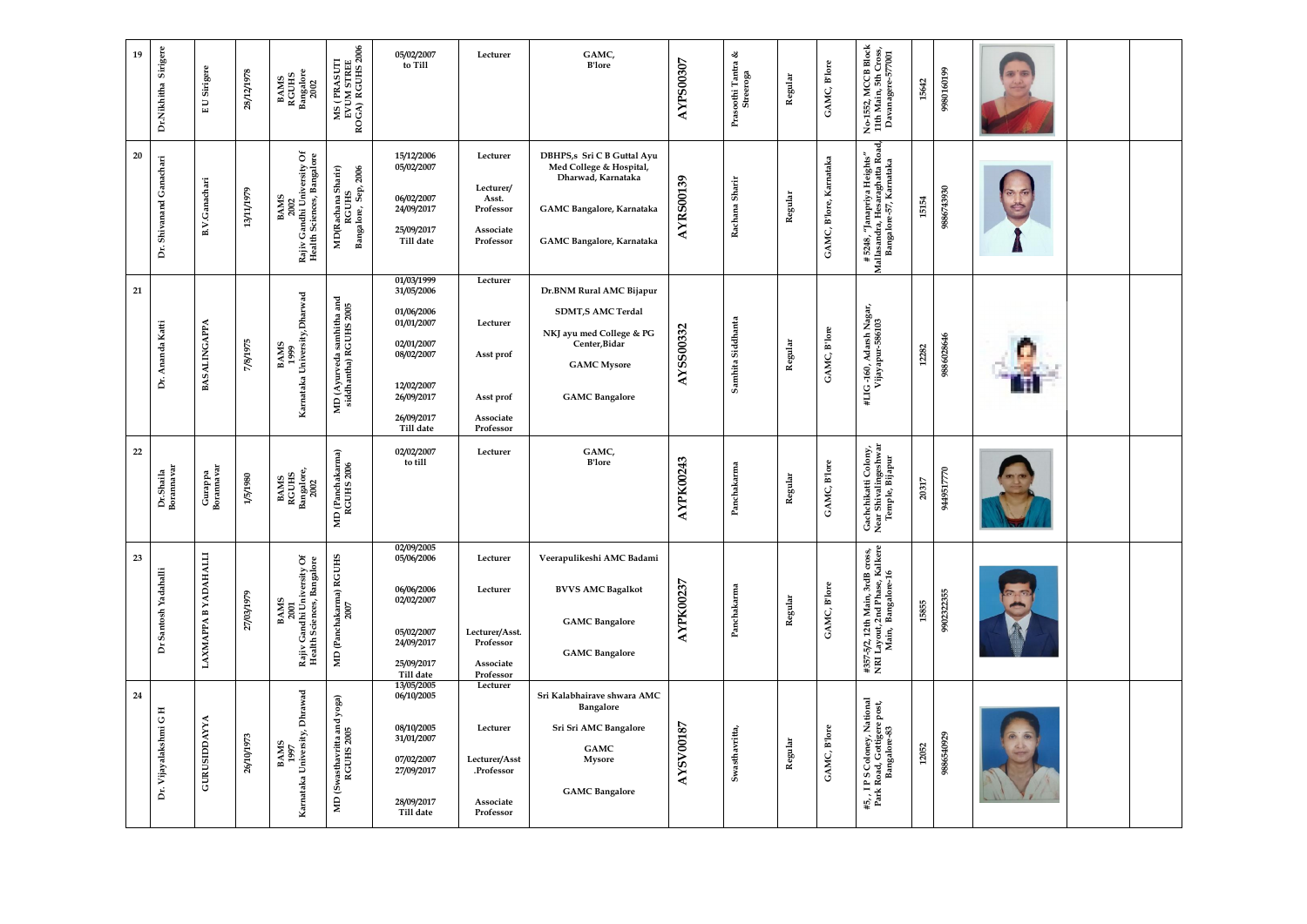| 19 | Dr.Nikhitha Sirigere | E U Sirigere | 28/12/1978 | BAMS RGUHS Bangalore 2002 | MS ( PRASUTI EVUM STREE ROGA) RGUHS 2006 | 05/02/2007 to Till | Lecturer | GAMC, B'lore | AYPS00307 | Prasoothi Tantra & Streeroga | Regular | GAMC, B'lore | No-1552, MCCB Block 11th Main, 5th Cross, Davanagere-577001 | 15642 | 9980160199 | | | |
|---|---|---|---|---|---|---|---|---|---|---|---|---|---|---|---|---|---|---|
| 20 | Dr. Shivanand Ganachari | B.V.Ganachari | 13/11/1979 | BAMS 2002 Rajiv Gandhi University Of Health Sciences, Bangalore | MD(Rachana Sharir) RGUHS Bangalore, Sep, 2006 | 15/12/2006 05/02/2007<br>06/02/2007 24/09/2017<br>25/09/2017 Till date | Lecturer<br>Lecturer/ Asst. Professor<br>Associate Professor | DBHPS,s Sri C B Guttal Ayu Med College & Hospital, Dharwad, Karnataka<br>GAMC Bangalore, Karnataka<br>GAMC Bangalore, Karnataka | AYRS00139 | Rachana Sharir | Regular | GAMC, B'lore, Karnataka | # 5248, "Janapriya Heights" Mallasandra, Hesaraghatta Road, Bangalore-57, Karnataka | 15154 | 9886743930 | | | |
| 21 | Dr. Ananda Katti | BASALINGAPPA | 7/8/1975 | BAMS 1999 Karnataka University,Dharwad | MD (Ayurveda samhitha and siddhantha) RGUHS 2005 | 01/03/1999 31/05/2006<br>01/06/2006 01/01/2007<br>02/01/2007 08/02/2007<br>12/02/2007 26/09/2017<br>26/09/2017 Till date | Lecturer<br>Lecturer<br>Asst prof<br>Asst prof<br>Associate Professor | Dr.BNM Rural AMC Bijapur<br>SDMT,S AMC Terdal<br>NKJ ayu med College & PG Center,Bidar<br>GAMC Mysore<br>GAMC Bangalore | AYSS00332 | Samhita Siddhanta | Regular | GAMC, B'lore | #LIG-160, Adarsh Nagar, Vijayapur-586103 | 12282 | 9886028646 | | | |
| 22 | Dr.Shaila Borannavar | Gurappa Borannavar | 1/5/1980 | BAMS RGUHS Bangalore, 2002 | MD (Panchakarma) RGUHS 2006 | 02/02/2007 to till | Lecturer | GAMC, B'lore | AYPK00243 | Panchakarma | Regular | GAMC, B'lore | Gachchikatti Colony, Near Shivalingeshwar Temple, Bijapur | 20317 | 9449517770 | | | |
| 23 | Dr Santosh Yadahalli | LAXMAPPA B YADAHALLI | 27/03/1979 | BAMS 2001 Rajiv Gandhi University Of Health Sciences, Bangalore | MD (Panchakarma) RGUHS 2007 | 02/09/2005 05/06/2006<br>06/06/2006 02/02/2007<br>05/02/2007 24/09/2017<br>25/09/2017 Till date | Lecturer<br>Lecturer<br>Lecturer/Asst. Professor<br>Associate Professor | Veerapulikeshi AMC Badami<br>BVVS AMC Bagalkot<br>GAMC Bangalore<br>GAMC Bangalore | AYPK00237 | Panchakarma | Regular | GAMC, B'lore | #357-5/2, 12th Main, 3rdB cross, NRI Layout, 2nd Phase, Kalkere Main, Bangalore-16 | 15855 | 9902322355 | | | |
| 24 | Dr. Vijayalakshmi G H | GURUSIDDAYYA | 26/10/1973 | BAMS 1997 Karnataka University, Dhrawad | MD (Swasthavritta and yoga) RGUHS 2005 | 13/05/2005 06/10/2005<br>08/10/2005 31/01/2007<br>07/02/2007 27/09/2017<br>28/09/2017 Till date | Lecturer<br>Lecturer<br>Lecturer/Asst .Professor<br>Associate Professor | Sri Kalabhairave shwara AMC Bangalore<br>Sri Sri AMC Bangalore<br>GAMC Mysore<br>GAMC Bangalore | AYSV00187 | Swasthavritta, | Regular | GAMC, B'lore | #5, , I P S Colony, National Park Road, Gottigere post, Bangalore-83 | 12052 | 9886540929 | | | |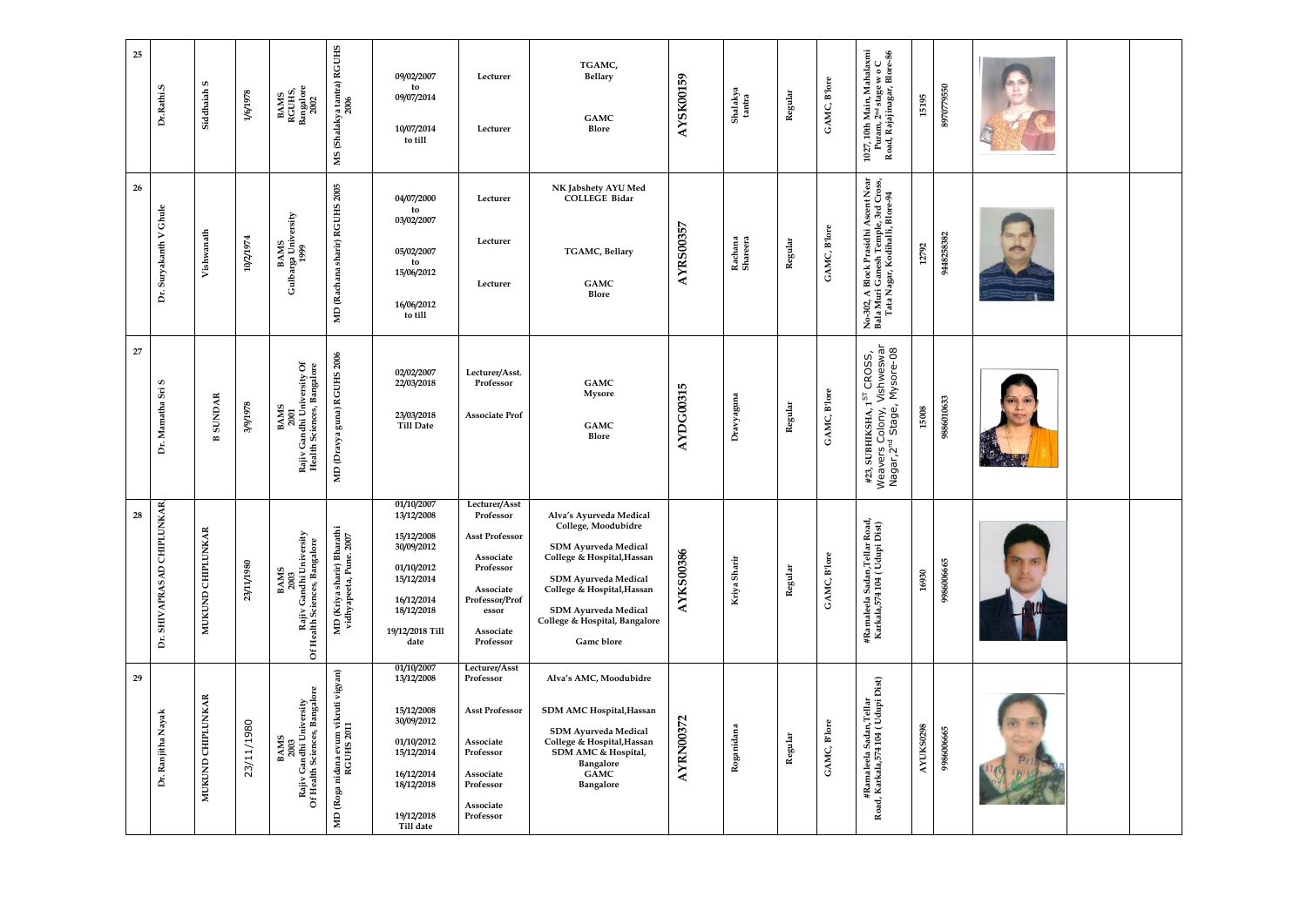| 25 | Dr.Rathi.S | Siddhaiah S | 1/6/1978 | BAMS RGUHS, Bangalore 2002 | MS (Shalakya tantra) RGUHS 2006 | 09/02/2007 to 09/07/2014<br><br>10/07/2014 to till | Lecturer<br><br>Lecturer | TGAMC, Bellary<br><br>GAMC Blore | AYSK00159 | Shalakya tantra | Regular | GAMC, B'lore | 1027, 10th Main, Mahalaxmi Puram, 2nd stage w o C Road, Rajajinagar, Blore-86 | 15195 | 8970779550 | | | |
|---|---|---|---|---|---|---|---|---|---|---|---|---|---|---|---|---|---|---|
| 26 | Dr. Suryakanth V Ghule | Vishwanath | 10/2/1974 | BAMS Gulbarga University 1999 | MD (Rachana sharir) RGUHS 2005 | 04/07/2000 to 03/02/2007<br><br>05/02/2007 to 15/06/2012<br><br>16/06/2012 to till | Lecturer<br><br>Lecturer<br><br>Lecturer | NK Jabshety AYU Med COLLEGE Bidar<br><br>TGAMC, Bellary<br><br>GAMC Blore | AYRS00357 | Rachana Shareera | Regular | GAMC, B'lore | No-302, A Block Prasidhi Ascent Near Bala Muri Ganesh Temple, 3rd Cross, Tata Nagar, Kodihalli, Blore-94 | 12792 | 9448258382 | | | |
| 27 | Dr. Mamatha Sri S | B SUNDAR | 3/9/1978 | BAMS 2001 Rajiv Gandhi University Of Health Sciences, Bangalore | MD (Dravya guna) RGUHS 2006 | 02/02/2007 22/03/2018<br><br>23/03/2018 Till Date | Lecturer/Asst. Professor<br><br>Associate Prof | GAMC Mysore<br><br>GAMC Blore | AYDG00315 | Dravyaguna | Regular | GAMC, B'lore | #23, SUBHIKSHA, 1ST CROSS, Weavers Colony, Vishweswar Nagar, 2nd Stage, Mysore-08 | 15008 | 9886010633 | | | |
| 28 | Dr. SHIVAPRASAD CHIPLUNKAR | MUKUND CHIPLUNKAR | 23/11/1980 | BAMS 2003 Rajiv Gandhi University Of Health Sciences, Bangalore | MD (Kriya sharir) Bharathi vidhyapeeta, Pune. 2007 | 01/10/2007 13/12/2008<br><br>15/12/2008 30/09/2012<br><br>01/10/2012 15/12/2014<br><br>16/12/2014 18/12/2018<br><br>19/12/2018 Till date | Lecturer/Asst Professor<br><br>Asst Professor<br><br>Associate Professor<br><br>Associate Professor/Prof essor<br><br>Associate Professor | Alva's Ayurveda Medical College, Moodubidre<br><br>SDM Ayurveda Medical College & Hospital,Hassan<br><br>SDM Ayurveda Medical College & Hospital,Hassan<br><br>SDM Ayurveda Medical College & Hospital, Bangalore<br><br>Gamc blore | AYKS00386 | Kriya Sharir | Regular | GAMC, B'lore | #Ramaleela Sadan,Tellar Road, Karkala,574 104 ( Udupi Dist) | 16930 | 9986006665 | | | |
| 29 | Dr. Ranjitha Nayak | MUKUND CHIPLUNKAR | 23/11/1980 | BAMS 2003 Rajiv Gandhi University Of Health Sciences, Bangalore | MD (Roga nidana evum vikruti vigyan) RGUHS 2011 | 01/10/2007 13/12/2008<br><br>15/12/2008 30/09/2012<br><br>01/10/2012 15/12/2014<br><br>16/12/2014 18/12/2018<br><br>19/12/2018 Till date | Lecturer/Asst Professor<br><br>Asst Professor<br><br>Associate Professor<br><br>Associate Professor<br><br>Associate Professor | Alva's AMC, Moodubidre<br><br>SDM AMC Hospital,Hassan<br><br>SDM Ayurveda Medical College & Hospital,Hassan<br><br>SDM AMC & Hospital, Bangalore<br><br>GAMC Bangalore | AYRN00372 | Roganidana | Regular | GAMC, B'lore | #Ramaleela Sadan,Tellar Road, Karkala,574 104 ( Udupi Dist) | AYUKS0298 | 9986006665 | | | |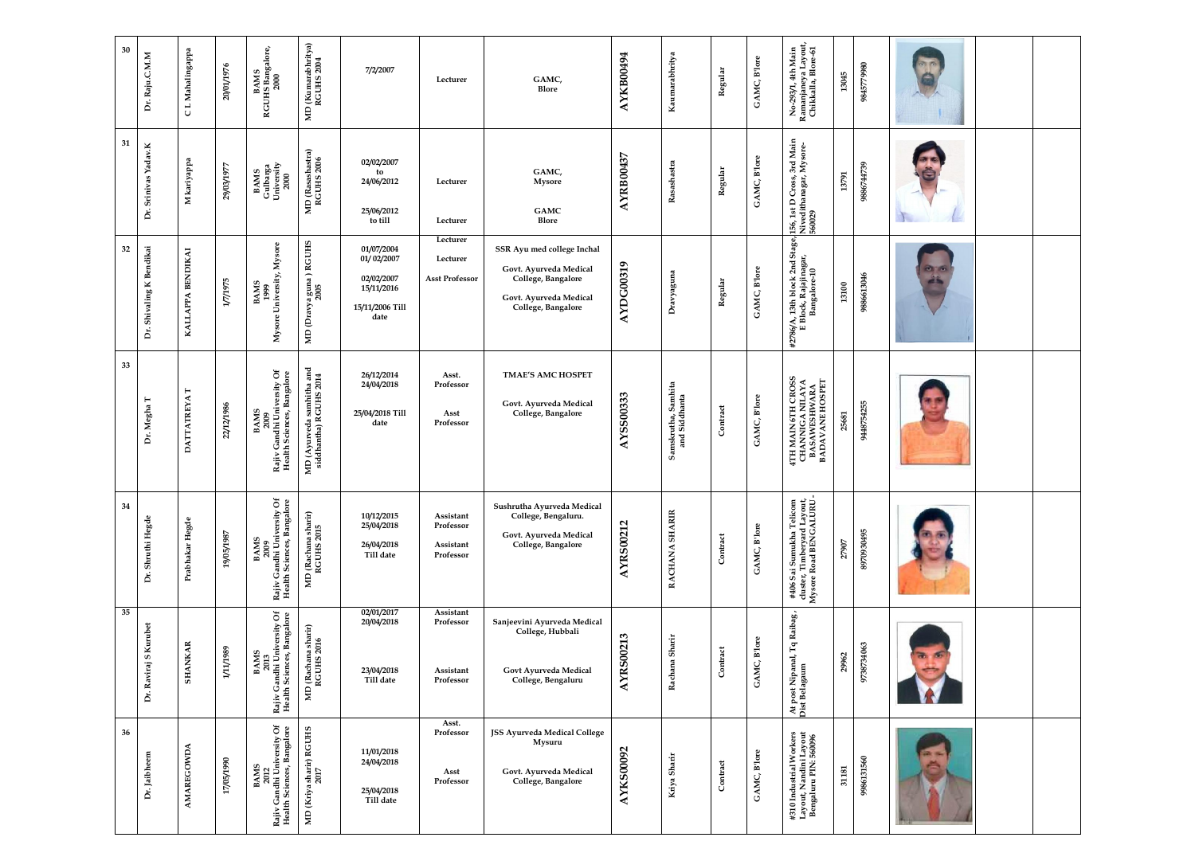| 30 | Dr. Raju.C.M.M | C L Mahalingappa | 20/01/1976 | BAMS RGUHS Bangalore, 2000 | MD (Kumarabhritya) RGUHS 2004 | 7/2/2007 | Lecturer | GAMC, Blore | AYKB00494 | Kaumarabhritya | Regular | GAMC, B'lore | No-293/1, 4th Main Ramanjaneya Layout, Chikkalla, Blore-61 | 13045 | 9845779980 | | | |
|---|---|---|---|---|---|---|---|---|---|---|---|---|---|---|---|---|---|---|
| 31 | Dr. Srinivas Yadav.K | M kariyappa | 29/03/1977 | BAMS Gulbarga University 2000 | MD (Rasashastra) RGUHS 2006 | 02/02/2007 to 24/06/2012<br><br>25/06/2012 to till | Lecturer<br><br>Lecturer | GAMC, Mysore<br><br>GAMC Blore | AYRB00437 | Rasashastra | Regular | GAMC, B'lore | 156, 1st D Cross, 3rd Main Niveditha nagar, Mysore-560029 | 13791 | 9886744739 | | | |
| 32 | Dr. Shivaling K Bendikai | KALLAPPA BENDIKAI | 1/7/1975 | BAMS 1999 Mysore University, Mysore | MD (Dravya guna ) RGUHS 2005 | 01/07/2004<br>01/ 02/2007<br><br>02/02/2007<br>15/11/2016<br><br>15/11/2006 Till date | Lecturer<br><br>Lecturer<br><br>Asst Professor | SSR Ayu med college Inchal<br><br>Govt. Ayurveda Medical College, Bangalore<br><br>Govt. Ayurveda Medical College, Bangalore | AYDG00319 | Dravyaguna | Regular | GAMC, B'lore | #2786/A, 13th block 2nd Stage, E Block, Rajajinagar, Bangalore-10 | 13100 | 9886613046 | | | |
| 33 | Dr. Megha T | DATTATREYA T | 22/12/1986 | BAMS 2009 Rajiv Gandhi University Of Health Sciences, Bangalore | MD (Ayurveda samhitha and siddhantha) RGUHS 2014 | 26/12/2014<br>24/04/2018<br><br>25/04/2018 Till date | Asst. Professor<br><br>Asst Professor | TMAE'S AMC HOSPET<br><br>Govt. Ayurveda Medical College, Bangalore | AYSS00333 | Samskrutha, Samhita and Siddhanta | Contract | GAMC, B'lore | 4TH MAIN 6TH CROSS CHANNIGA NILAYA BASAWESHWARA BADAVANE HOSPET | 25681 | 9448754255 | | | |
| 34 | Dr. Shruthi Hegde | Prabhakar Hegde | 19/05/1987 | BAMS 2009 Rajiv Gandhi University Of Health Sciences, Bangalore | MD (Rachana sharir) RGUHS 2015 | 10/12/2015<br>25/04/2018<br><br>26/04/2018 Till date | Assistant Professor<br><br>Assistant Professor | Sushrutha Ayurveda Medical College, Bengaluru.<br><br>Govt. Ayurveda Medical College, Bangalore | AYRS00212 | RACHANA SHARIR | Contract | GAMC, B'lore | #406 Sai Sumukha Telicom cluster, Timberyard Layout, Mysore Road BENGALURU - | 27907 | 8970930495 | | | |
| 35 | Dr. Raviraj S Kurubet | SHANKAR | 1/11/1989 | BAMS 2013 Rajiv Gandhi University Of Health Sciences, Bangalore | MD (Rachana sharir) RGUHS 2016 | 02/01/2017<br>20/04/2018<br><br>23/04/2018 Till date | Assistant Professor<br><br>Assistant Professor | Sanjeevini Ayurveda Medical College, Hubbali<br><br>Govt Ayurveda Medical College, Bengaluru | AYRS00213 | Rachana Sharir | Contract | GAMC, B'lore | At post Nipanal, Tq Raibag, Dist Belagaum | 29962 | 9738734063 | | | |
| 36 | Dr. Jaibheem | AMAREGOWDA | 17/05/1990 | BAMS 2012 Rajiv Gandhi University Of Health Sciences, Bangalore | MD (Kriya sharir) RGUHS 2017 | 11/01/2018<br>24/04/2018<br><br>25/04/2018 Till date | Asst. Professor<br><br>Asst Professor | JSS Ayurveda Medical College Mysuru<br><br>Govt. Ayurveda Medical College, Bangalore | AYKS00092 | Kriya Sharir | Contract | GAMC, B'lore | #310 Industrial Workers Layout, Nandini Layout Bengaluru PIN: 560096 | 31181 | 9986131560 | | | |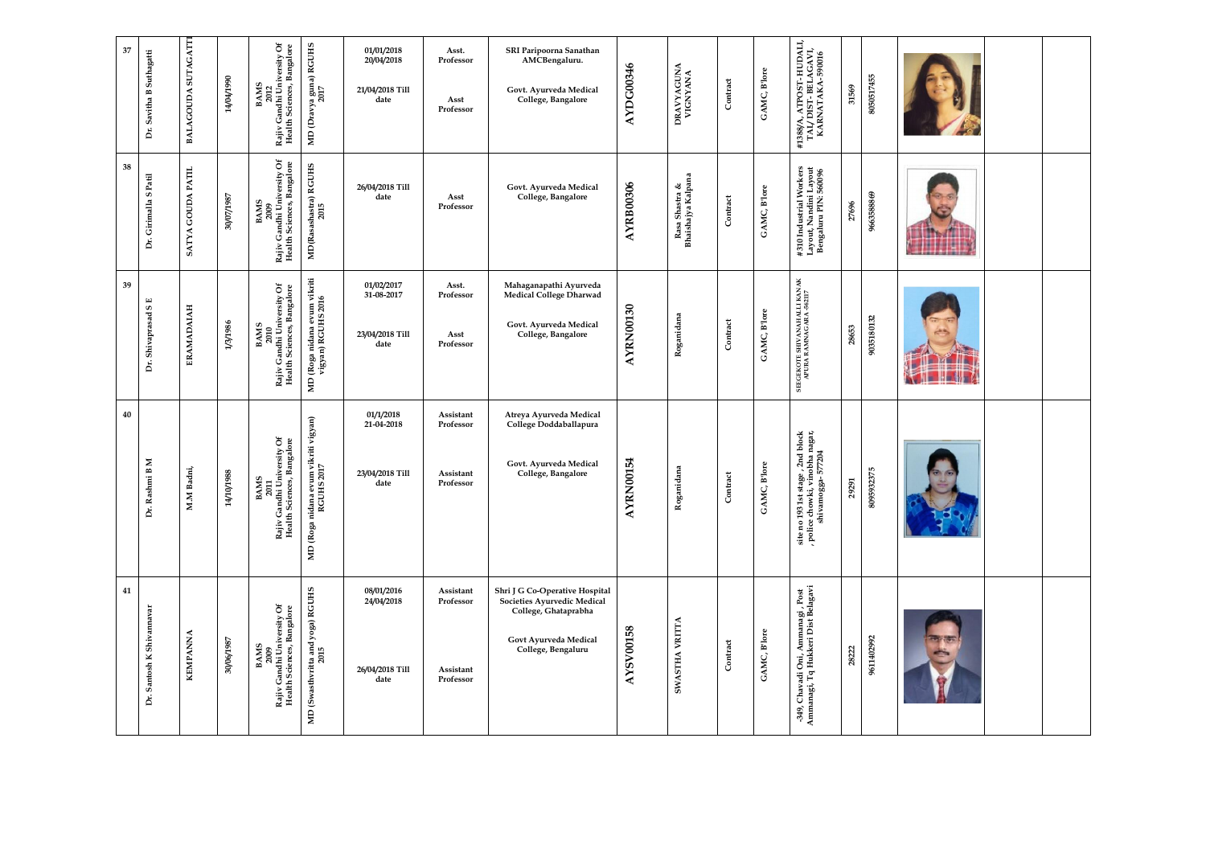| 37 | Dr. Savitha B Suthagatti | BALAGOUDA SUTAGATTI | 14/04/1990 | BAMS 2012 Rajiv Gandhi University Of Health Sciences, Bangalore | MD (Dravya guna) RGUHS 2017 | 01/01/2018 20/04/2018<br><br>21/04/2018 Till date | Asst. Professor<br><br>Asst Professor | SRI Paripoorna Sanathan AMCBengaluru.<br><br>Govt. Ayurveda Medical College, Bangalore | AYDG00346 | DRAVYAGUNA VIGNYANA | Contract | GAMC, B'lore | #1388/A, ATPOST- HUDALI, TAL/DIST- BELAGAVI, KARNATAKA-590016 | 31569 | 8050517455 | | | |
|---|---|---|---|---|---|---|---|---|---|---|---|---|---|---|---|---|---|---|
| 38 | Dr. Girimalla S Patil | SATYA GOUDA PATIL | 30/07/1987 | BAMS 2009 Rajiv Gandhi University Of Health Sciences, Bangalore | MD(Rasashastra) RGUHS 2015 | 26/04/2018 Till date | Asst Professor | Govt. Ayurveda Medical College, Bangalore | AYRB00306 | Rasa Shastra & Bhaishajya Kalpana | Contract | GAMC, B'lore | #310 Industrial Workers Layout, Nandini Layout Bengaluru PIN: 560096 | 27696 | 9663588869 | | | |
| 39 | Dr. Shivaprasad S E | ERAMADAIAH | 1/3/1986 | BAMS 2010 Rajiv Gandhi University Of Health Sciences, Bangalore | MD (Roga nidana evum vikriti vigyan) RGUHS 2016 | 01/02/2017 31-08-2017<br><br>23/04/2018 Till date | Asst. Professor<br><br>Asst Professor | Mahaganapathi Ayurveda Medical College Dharwad<br><br>Govt. Ayurveda Medical College, Bangalore | AYRN00130 | Roganidana | Contract | GAMC, B'lore | SEEGEKOTE SHIVANAHALLI KANAKAPURA RAMNAGARA -562117 | 28653 | 9035180132 | | | |
| 40 | Dr. Rashmi B M | M.M Badni, | 14/10/1988 | BAMS 2011 Rajiv Gandhi University Of Health Sciences, Bangalore | MD (Roga nidana evum vikriti vigyan) RGUHS 2017 | 01/1/2018 21-04-2018<br><br>23/04/2018 Till date | Assistant Professor<br><br>Assistant Professor | Atreya Ayurveda Medical College Doddaballapura<br><br>Govt. Ayurveda Medical College, Bangalore | AYRN00154 | Roganidana | Contract | GAMC, B'lore | site no 193 1st stage , 2nd block , police chowki, vinobha nagar, shivamogga- 577204 | 29291 | 8095932375 | | | |
| 41 | Dr. Santosh K Shivannavar | KEMPANNA | 30/06/1987 | BAMS 2009 Rajiv Gandhi University Of Health Sciences, Bangalore | MD (Swasthvritta and yoga) RGUHS 2015 | 08/01/2016 24/04/2018<br><br>26/04/2018 Till date | Assistant Professor<br><br>Assistant Professor | Shri J G Co-Operative Hospital Societies Ayurvedic Medical College, Ghataprabha<br><br>Govt Ayurveda Medical College, Bengaluru | AYSV00158 | SWASTHA VRITTA | Contract | GAMC, B'lore | -349, Chavadi Oni, Ammanagi , Post Ammanagi, Tq Hukkeri Dist Belagavi | 28222 | 9611402992 | | | |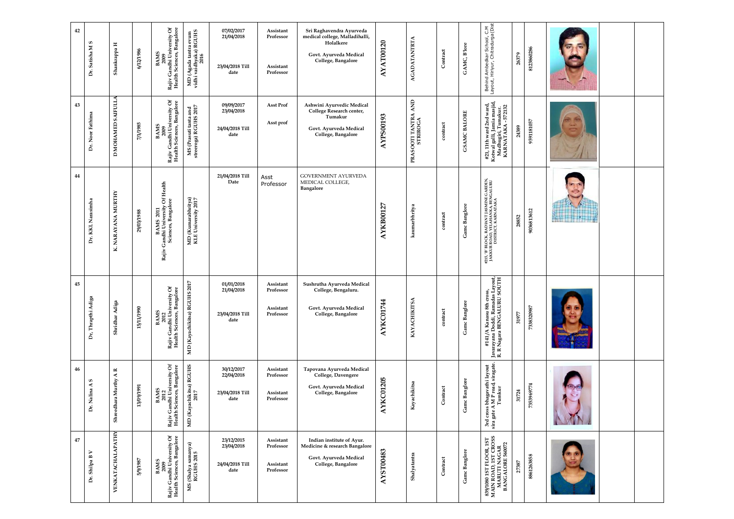| 42 | Dr. Satisha M S | Shankrappa H | 6/12/1986 | BAMS 2009 Rajiv Gandhi University Of Health Sciences, Bangalore | MD (Agada tantra evum vidhi vaidhyaka) RGUHS 2016 | 07/02/2017 21/04/2018 23/04/2018 Till date | Assistant Professor Assistant Professor | Sri Raghavendra Ayurveda medical college, Malladihalli, Holalkere Govt. Ayurveda Medical College, Bangalore | AYAT00120 | AGADATANTRTA | Contract | GAMC, B'lore | Behind Ambedkar School, C.M Layout, Hiriyur, Chitradurga(Dist | 26379 | 8123860286 | | |
|---|---|---|---|---|---|---|---|---|---|---|---|---|---|---|---|---|---|
| 43 | Dr. Noor Fathima | D MOHAMED SAIFULLA | 7/1/1985 | BAMS 2009 Rajiv Gandhi University Of Health Sciences, Bangalore | MS (Prasuti tanta and streeroga) RGUHS 2017 | 09/09/2017 23/04/2018 24/04/2018 Till date | Asst Prof Asst prof | Ashwini Ayurvedic Medical College Research center, Tumakur Govt. Ayurveda Medical College, Bangalore | AYPS00193 | PRASOOTI TANTRA AND STRIROGA | contract | GSAMC BALORE | #21, 11th ward 2nd ward, Kotwal galli, Jamia masjid, Madhugiri, Tumakur. KARNATAKA - 572132 | 24389 | 9591181057 | | |
| 44 | Dr. KKL Narasimha | K. NARAYANA MURTHY | 29/03/1988 | BAMS 2011 Rajiv Gandhi University Of Health Sciences, Bangalore | MD (Kumarabhritya) KLE University 2017 | 21/04/2018 Till Date | Asst Professor | GOVERNMENT AYURVEDA MEDICAL COLLEGE, Bangalore | AYKB00127 | kaumarbhritya | contract | Gamc Banglore | #215, 'B' BLOCK, RADIANT JASMINE GARDEN, JAKKUR ROAD, YELAHANKA, BENGALURU DISTRICT, KARNATAKA | 28852 | 9036813612 | | |
| 45 | Dr, Thrapthi Adiga | Shridhar Adiga | 15/11/1990 | BAMS 2012 Rajiv Gandhi University Of Health Sciences, Bangalore | MD (Kayachikitsa) RGUHS 2017 | 01/01/2018 21/04/2018 23/04/2018 Till date | Assistant Professor Assistant Professor | Sushrutha Ayurveda Medical College, Bengaluru. Govt. Ayurveda Medical College, Bangalore | AYKC01744 | KAYACHIKITSA | contract | Gamc Banglore | #141/A Kanasu 8th cross, Javarayana Doddi, Ramdas Layout, R. R Nagara BENGALURU SOUTH | 31977 | 7338320987 | | |
| 46 | Dr. Nalina A S | Shreedhara Murthy A R | 13/09/1991 | BAMS 2012 Rajiv Gandhi University Of Health Sciences, Bangalore | MD (Kayachikitsa) RGUHS 2017 | 30/12/2017 22/04/2018 23/04/2018 Till date | Assistant Professor Assistant Professor | Tapovana Ayurveda Medical College, Davengere Govt. Ayurveda Medical College, Bangalore | AYKC01205 | Kayachikitsa | Contract | Gamc Banglore | 3rd cross bhagavathi layout sira gate A M P road, siragate, Tumkur | 31724 | 7353969774 | | |
| 47 | Dr. Shilpa B V | VENKATACHALAPATHY | 5/9/1987 | BAMS 2009 Rajiv Gandhi University Of Health Sciences, Bangalore | MS (Shalya samanya) RGUHS 2015 | 23/12/2015 23/04/2018 24/04/2018 Till date | Assistant Professor Assistant Professor | Indian institute of Ayur. Medicine & research Bangalore Govt. Ayurveda Medical College, Bangalore | AYST00483 | Shalyatantra | Contract | Gamc Banglore | 839/1080 1ST FLOOR, 1ST MAIN ROAD 1ST CROSS MARUTI NAGAR BANGALORE 560072 | 27387 | 8861263858 | | |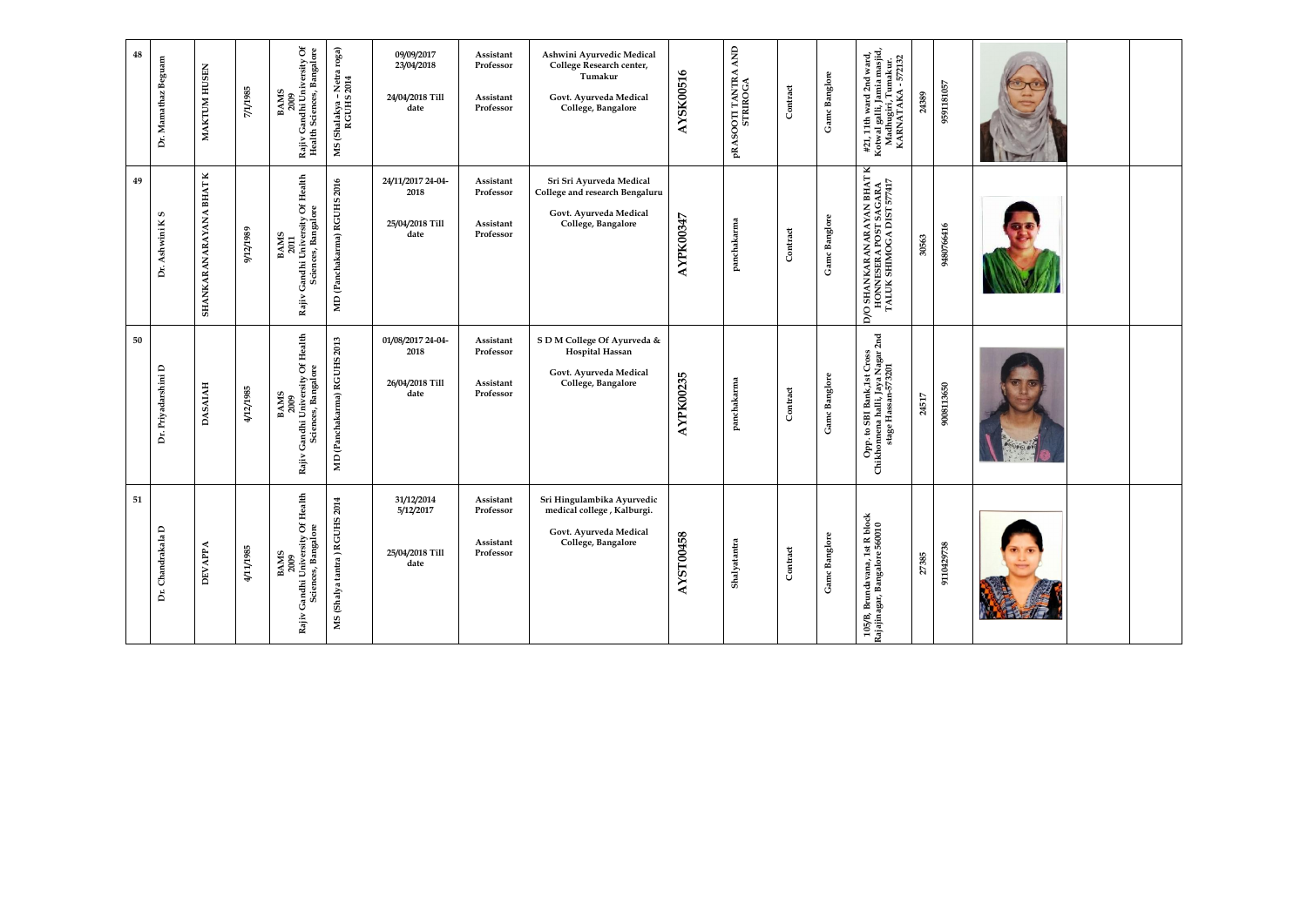| 48 | Dr. Mamathaz Beguam | MAKTUM HUSEN | 7/1/1985 | BAMS 2009 Rajiv Gandhi University Of Health Sciences, Bangalore | MS (Shalakya - Netra roga) RGUHS 2014 | 09/09/2017 23/04/2018 24/04/2018 Till date | Assistant Professor Assistant Professor | Ashwini Ayurvedic Medical College Research center, Tumakur Govt. Ayurveda Medical College, Bangalore | AYSK00516 | pRASOOTI TANTRA AND STRIROGA | Contract | Gamc Banglore | #21, 11th ward 2nd ward, Kotwal galli, Jamia masjid, Madhugiri, Tumakur. KARNATAKA - 572132 | 24389 | 9591181057 | | | |
|---|---|---|---|---|---|---|---|---|---|---|---|---|---|---|---|---|---|---|
| 49 | Dr. Ashwini K S | SHANKARANARAYANA BHAT K | 9/12/1989 | BAMS 2011 Rajiv Gandhi University Of Health Sciences, Bangalore | MD (Panchakarma) RGUHS 2016 | 24/11/2017 24-04-2018 25/04/2018 Till date | Assistant Professor Assistant Professor | Sri Sri Ayurveda Medical College and research Bengaluru Govt. Ayurveda Medical College, Bangalore | AYPK00347 | panchakarma | Contract | Gamc Banglore | D/O SHANKARANARAYAN BHAT K HONNESERA POST SAGARA TALUK SHIMOGA DIST 577417 | 30563 | 9480766416 | | | |
| 50 | Dr. Priyadarshini D | DASAIAH | 4/12/1985 | BAMS 2009 Rajiv Gandhi University Of Health Sciences, Bangalore | MD (Panchakarma) RGUHS 2013 | 01/08/2017 24-04-2018 26/04/2018 Till date | Assistant Professor Assistant Professor | S D M College Of Ayurveda & Hospital Hassan Govt. Ayurveda Medical College, Bangalore | AYPK00235 | panchakarma | Contract | Gamc Banglore | Opp. to SBI Bank,1st Cross Chikhonnena halli, Jaya Nagar 2nd stage Hassan-573201 | 24517 | 9008113650 | | | |
| 51 | Dr. Chandrakala D | DEVAPPA | 4/11/1985 | BAMS 2009 Rajiv Gandhi University Of Health Sciences, Bangalore | MS (Shalya tantra ) RGUHS 2014 | 31/12/2014 5/12/2017 25/04/2018 Till date | Assistant Professor Assistant Professor | Sri Hingulambika Ayurvedic medical college , Kalburgi. Govt. Ayurveda Medical College, Bangalore | AYST00458 | Shalyatantra | Contract | Gamc Banglore | 105/B, Brundavana, 1st R block Rajajinagar, Bangalore 560010 | 27385 | 9110429738 | | | |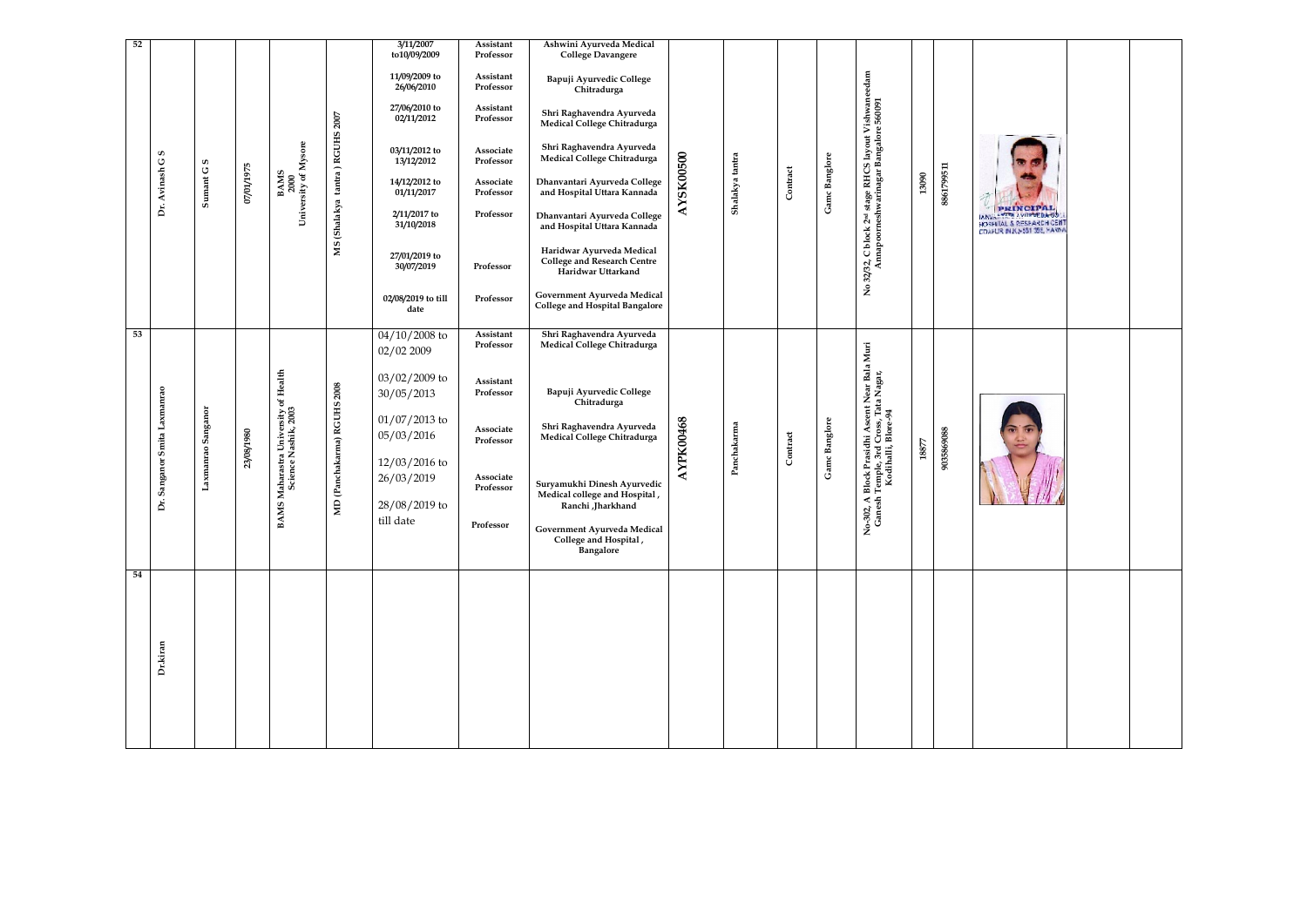| 52 | Dr. Avinash G S | Sumant G S | 07/01/1975 | BAMS 2000 University of Mysore | MS (Shalakya tantra ) RGUHS 2007 | 3/11/2007 to10/09/2009<br>11/09/2009 to 26/06/2010<br>27/06/2010 to 02/11/2012<br>03/11/2012 to 13/12/2012<br>14/12/2012 to 01/11/2017<br>2/11/2017 to 31/10/2018<br>27/01/2019 to 30/07/2019<br>02/08/2019 to till date | Assistant Professor<br>Assistant Professor<br>Assistant Professor<br>Associate Professor<br>Associate Professor<br>Professor<br>Professor<br>Professor | Ashwini Ayurveda Medical College Davangere<br>Bapuji Ayurvedic College Chitradurga<br>Shri Raghavendra Ayurveda Medical College Chitradurga<br>Shri Raghavendra Ayurveda Medical College Chitradurga<br>Dhanvantari Ayurveda College and Hospital Uttara Kannada<br>Dhanvantari Ayurveda College and Hospital Uttara Kannada<br>Haridwar Ayurveda Medical College and Research Centre Haridwar Uttarkand<br>Government Ayurveda Medical College and Hospital Bangalore | AYSK00500 | Shalakya tantra | Contract | Gamc Banglore | No 32/2, C block 2nd stage RHCS layout Vishwaneedam Annapoorneshwarinagar Bangalore 560091 | 13090 | 8861799511 | | | |
|---|---|---|---|---|---|---|---|---|---|---|---|---|---|---|---|---|---|---|
| 53 | Dr. Sanganor Smita Laxmanrao | Laxmanrao Sanganor | 23/08/1980 | BAMS Maharastra University of Health Science Nashik, 2003 | MD (Panchakarma) RGUHS 2008 | 04/10/2008 to 02/02 2009<br>03/02/2009 to 30/05/2013<br>01/07/2013 to 05/03/2016<br>12/03/2016 to 26/03/2019<br>28/08/2019 to till date | Assistant Professor<br>Assistant Professor<br>Associate Professor<br>Associate Professor<br>Professor | Shri Raghavendra Ayurveda Medical College Chitradurga<br>Bapuji Ayurvedic College Chitradurga<br>Shri Raghavendra Ayurveda Medical College Chitradurga<br>Suryamukhi Dinesh Ayurvedic Medical college and Hospital , Ranchi ,Jharkhand<br>Government Ayurveda Medical College and Hospital , Bangalore | AYPK00468 | Panchakarma | Contract | Gamc Banglore | No-302, A Block Prasidhi Ascent Near Bala Muri Ganesh Temple, 3rd Cross, Tata Nagar, Kodihalli, Blore-94 | 18877 | 9035869088 | | | |
| 54 | Dr.kiran | | | | | | | | | | | | | | | | | |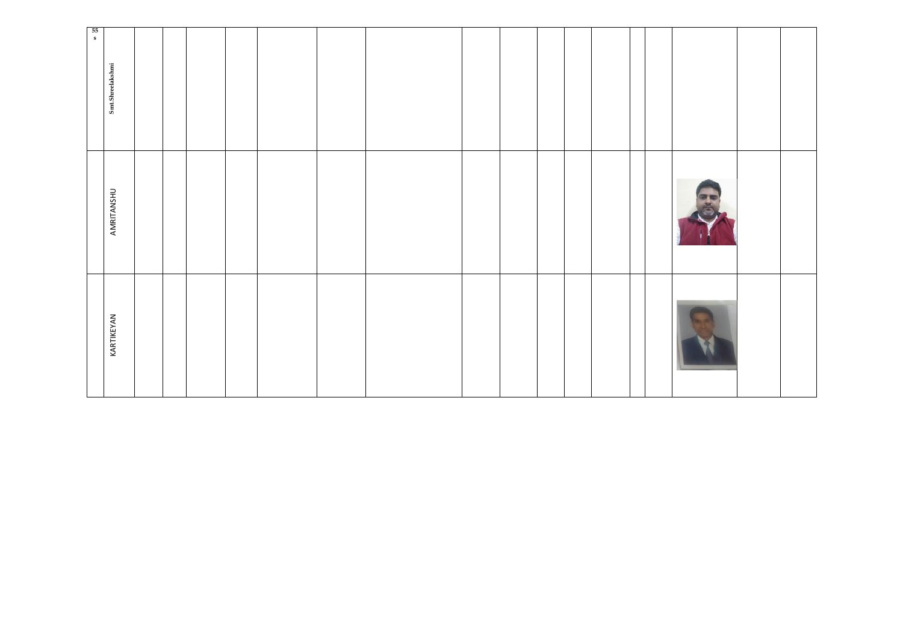| | | | | | | | | | | | | | | | | | | |
|---|---|---|---|---|---|---|---|---|---|---|---|---|---|---|---|---|---|---|
| 55 s | Smt.Shreelakshmi | | | | | | | | | | | | | | | | | |
| | AMRITANSHU | | | | | | | | | | | | | | | | | |
| | KARTIKEYAN | | | | | | | | | | | | | | | | | |